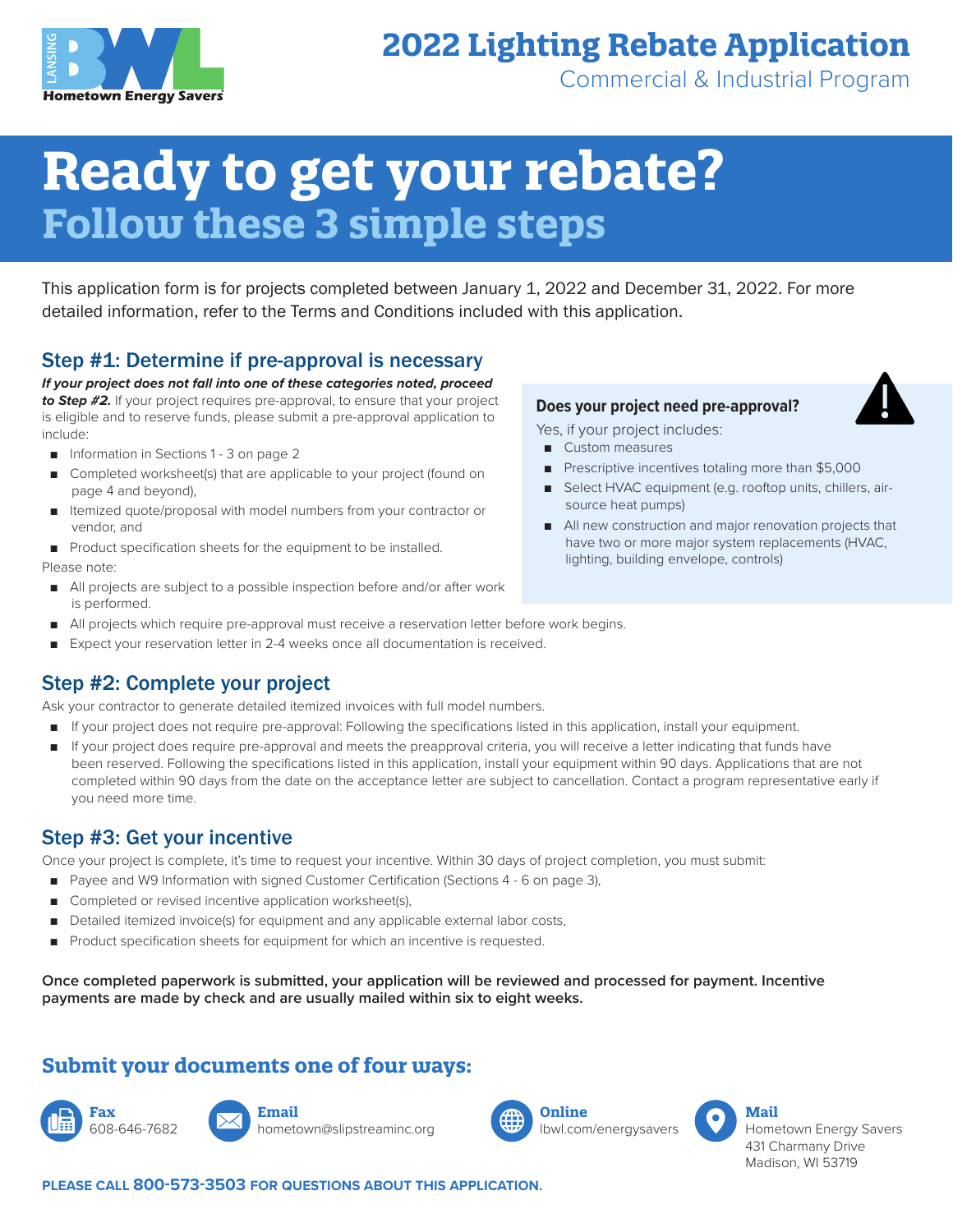LANSING BWL Hometown Energy Savers

# 2022 Lighting Rebate Application

Commercial & Industrial Program

# Ready to get your rebate?

## Follow these 3 simple steps

This application form is for projects completed between January 1, 2022 and December 31, 2022. For more detailed information, refer to the Terms and Conditions included with this application.

### Step #1: Determine if pre-approval is necessary

***If your project does not fall into one of these categories noted, proceed to Step #2.*** If your project requires pre-approval, to ensure that your project is eligible and to reserve funds, please submit a pre-approval application to include:

- Information in Sections 1 - 3 on page 2
- Completed worksheet(s) that are applicable to your project (found on page 4 and beyond),
- Itemized quote/proposal with model numbers from your contractor or vendor, and
- Product specification sheets for the equipment to be installed.

Please note:

- All projects are subject to a possible inspection before and/or after work is performed.
- All projects which require pre-approval must receive a reservation letter before work begins.
- Expect your reservation letter in 2-4 weeks once all documentation is received.

**Does your project need pre-approval?**

Yes, if your project includes:

- Custom measures
- Prescriptive incentives totaling more than $5,000
- Select HVAC equipment (e.g. rooftop units, chillers, air-source heat pumps)
- All new construction and major renovation projects that have two or more major system replacements (HVAC, lighting, building envelope, controls)

### Step #2: Complete your project

Ask your contractor to generate detailed itemized invoices with full model numbers.

- If your project does not require pre-approval: Following the specifications listed in this application, install your equipment.
- If your project does require pre-approval and meets the preapproval criteria, you will receive a letter indicating that funds have been reserved. Following the specifications listed in this application, install your equipment within 90 days. Applications that are not completed within 90 days from the date on the acceptance letter are subject to cancellation. Contact a program representative early if you need more time.

### Step #3: Get your incentive

Once your project is complete, it's time to request your incentive. Within 30 days of project completion, you must submit:

- Payee and W9 Information with signed Customer Certification (Sections 4 - 6 on page 3),
- Completed or revised incentive application worksheet(s),
- Detailed itemized invoice(s) for equipment and any applicable external labor costs,
- Product specification sheets for equipment for which an incentive is requested.

**Once completed paperwork is submitted, your application will be reviewed and processed for payment. Incentive payments are made by check and are usually mailed within six to eight weeks.**

## Submit your documents one of four ways:

**Fax**
608-646-7682

**Email**
hometown@slipstreaminc.org

**Online**
lbwl.com/energysavers

**Mail**
Hometown Energy Savers
431 Charmany Drive
Madison, WI 53719

**PLEASE CALL 800-573-3503 FOR QUESTIONS ABOUT THIS APPLICATION.**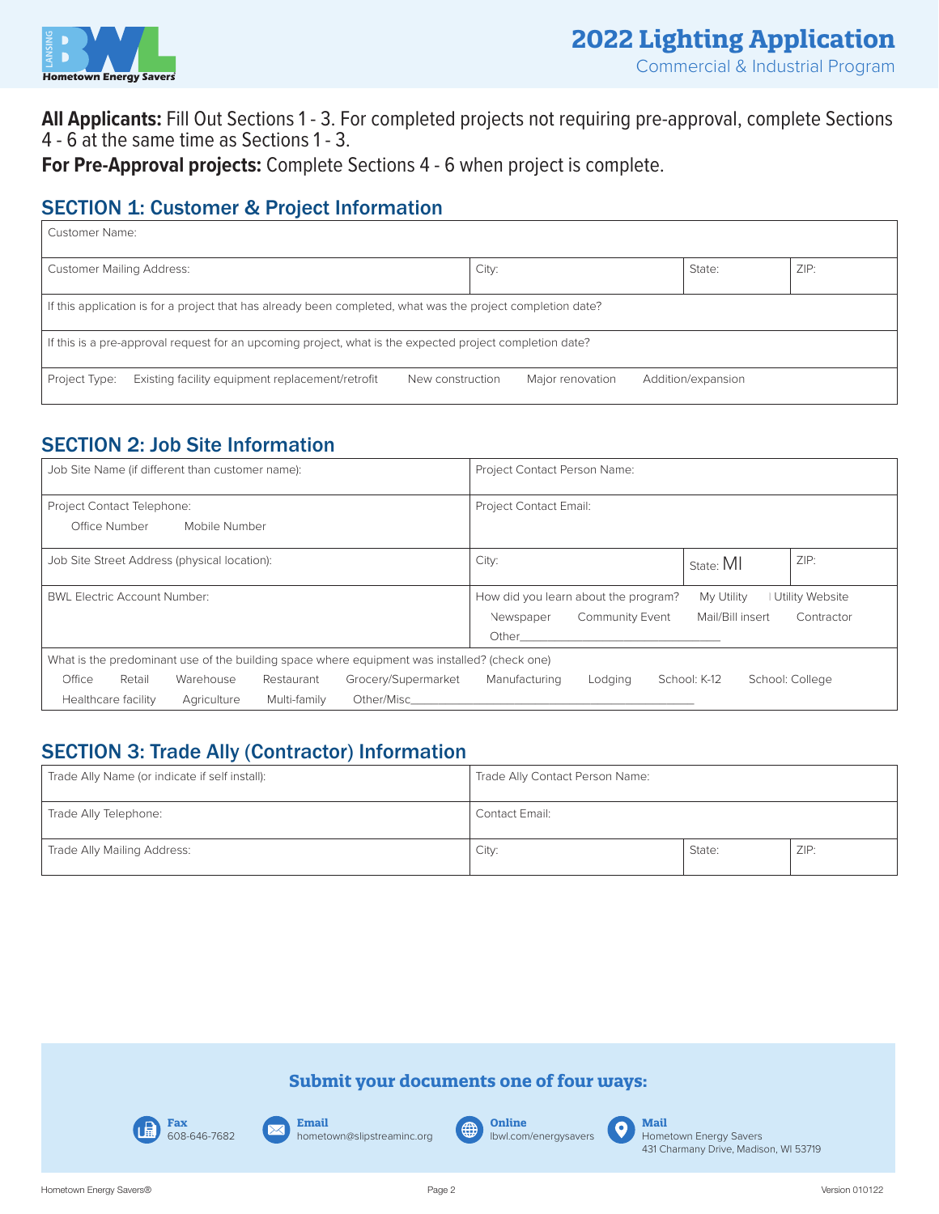# 2022 Lighting Application

Commercial & Industrial Program

**All Applicants:** Fill Out Sections 1 - 3. For completed projects not requiring pre-approval, complete Sections 4 - 6 at the same time as Sections 1 - 3.

**For Pre-Approval projects:** Complete Sections 4 - 6 when project is complete.

## SECTION 1: Customer & Project Information

| Customer Name: | | | |
|---|---|---|---|
| Customer Mailing Address: | City: | State: | ZIP: |
| If this application is for a project that has already been completed, what was the project completion date? | | | |
| If this is a pre-approval request for an upcoming project, what is the expected project completion date? | | | |
| Project Type: Existing facility equipment replacement/retrofit · New construction · Major renovation · Addition/expansion | | | |

## SECTION 2: Job Site Information

| Job Site Name (if different than customer name): | Project Contact Person Name: | | |
|---|---|---|---|
| Project Contact Telephone: Office Number · Mobile Number | Project Contact Email: | | |
| Job Site Street Address (physical location): | City: | State: MI | ZIP: |
| BWL Electric Account Number: | How did you learn about the program? My Utility · Utility Website · Newspaper · Community Event · Mail/Bill insert · Contractor · Other\_\_\_\_\_\_\_\_ | | |
| What is the predominant use of the building space where equipment was installed? (check one) Office · Retail · Warehouse · Restaurant · Grocery/Supermarket · Manufacturing · Lodging · School: K-12 · School: College · Healthcare facility · Agriculture · Multi-family · Other/Misc\_\_\_\_\_\_\_\_ | | | |

## SECTION 3: Trade Ally (Contractor) Information

| Trade Ally Name (or indicate if self install): | Trade Ally Contact Person Name: | | |
|---|---|---|---|
| Trade Ally Telephone: | Contact Email: | | |
| Trade Ally Mailing Address: | City: | State: | ZIP: |

**Submit your documents one of four ways:**

- **Fax** 608-646-7682
- **Email** hometown@slipstreaminc.org
- **Online** lbwl.com/energysavers
- **Mail** Hometown Energy Savers, 431 Charmany Drive, Madison, WI 53719

Version 010122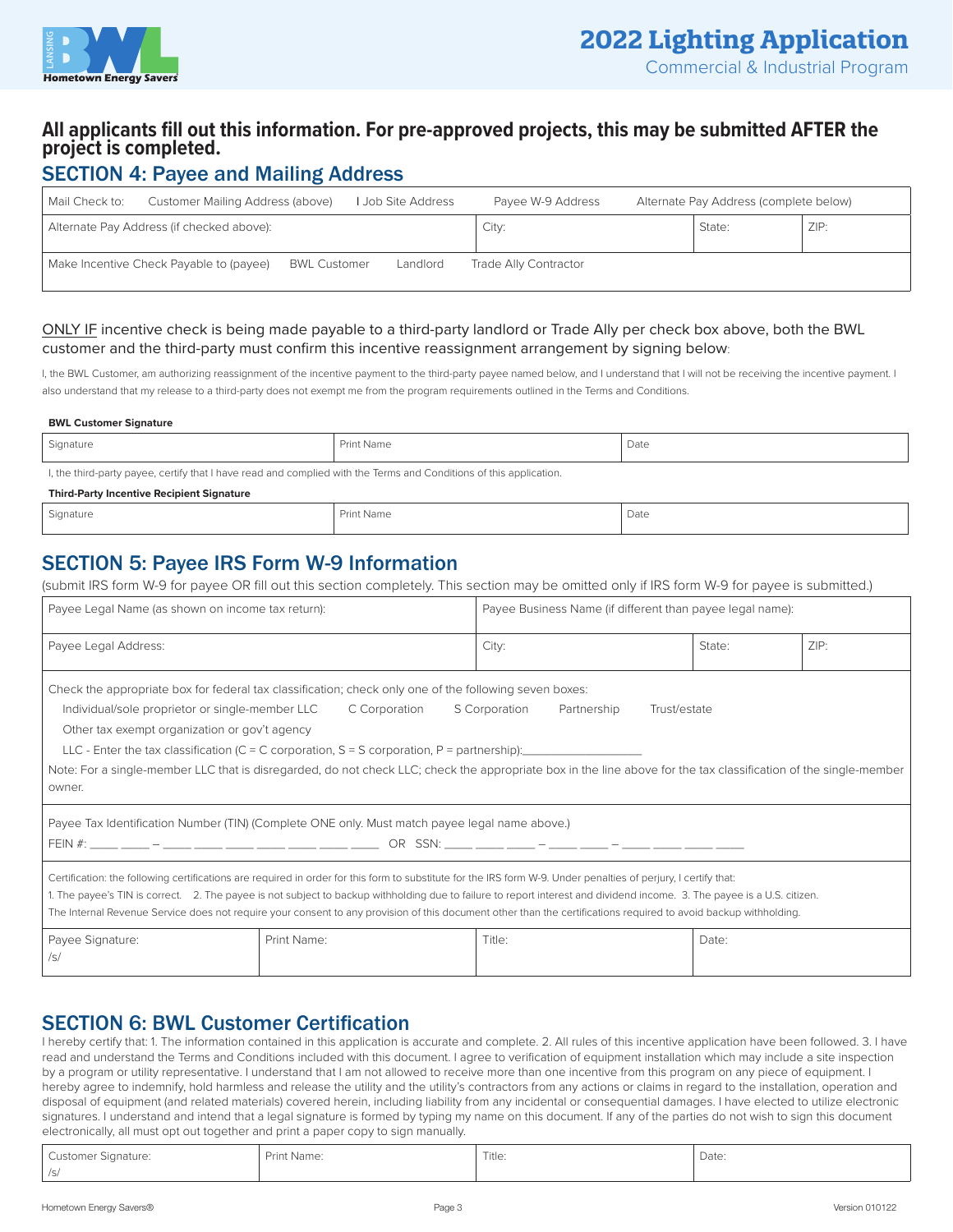# 2022 Lighting Application

Commercial & Industrial Program

**All applicants fill out this information. For pre-approved projects, this may be submitted AFTER the project is completed.**

## SECTION 4: Payee and Mailing Address

| Mail Check to: Customer Mailing Address (above) I Job Site Address Payee W-9 Address Alternate Pay Address (complete below) | | | |
|---|---|---|---|
| Alternate Pay Address (if checked above): | City: | State: | ZIP: |
| Make Incentive Check Payable to (payee) BWL Customer Landlord Trade Ally Contractor | | | |

ONLY IF incentive check is being made payable to a third-party landlord or Trade Ally per check box above, both the BWL customer and the third-party must confirm this incentive reassignment arrangement by signing below:

I, the BWL Customer, am authorizing reassignment of the incentive payment to the third-party payee named below, and I understand that I will not be receiving the incentive payment. I also understand that my release to a third-party does not exempt me from the program requirements outlined in the Terms and Conditions.

**BWL Customer Signature**

| Signature | Print Name | Date |
|---|---|---|

I, the third-party payee, certify that I have read and complied with the Terms and Conditions of this application.

**Third-Party Incentive Recipient Signature**

| Signature | Print Name | Date |
|---|---|---|

## SECTION 5: Payee IRS Form W-9 Information

(submit IRS form W-9 for payee OR fill out this section completely. This section may be omitted only if IRS form W-9 for payee is submitted.)

| Payee Legal Name (as shown on income tax return): | Payee Business Name (if different than payee legal name): | | |
|---|---|---|---|
| Payee Legal Address: | City: | State: | ZIP: |

Check the appropriate box for federal tax classification; check only one of the following seven boxes:

Individual/sole proprietor or single-member LLC   C Corporation   S Corporation   Partnership   Trust/estate

Other tax exempt organization or gov't agency

LLC - Enter the tax classification (C = C corporation, S = S corporation, P = partnership):__________________

Note: For a single-member LLC that is disregarded, do not check LLC; check the appropriate box in the line above for the tax classification of the single-member owner.

Payee Tax Identification Number (TIN) (Complete ONE only. Must match payee legal name above.)

FEIN #: ____ ____ – ____ ____ ____ ____ ____ ____ ____   OR   SSN: ____ ____ ____ – ____ ____ – ____ ____ ____ ____

Certification: the following certifications are required in order for this form to substitute for the IRS form W-9. Under penalties of perjury, I certify that:

1. The payee's TIN is correct.   2. The payee is not subject to backup withholding due to failure to report interest and dividend income.   3. The payee is a U.S. citizen.

The Internal Revenue Service does not require your consent to any provision of this document other than the certifications required to avoid backup withholding.

| Payee Signature: /s/ | Print Name: | Title: | Date: |
|---|---|---|---|

## SECTION 6: BWL Customer Certification

I hereby certify that: 1. The information contained in this application is accurate and complete. 2. All rules of this incentive application have been followed. 3. I have read and understand the Terms and Conditions included with this document. I agree to verification of equipment installation which may include a site inspection by a program or utility representative. I understand that I am not allowed to receive more than one incentive from this program on any piece of equipment. I hereby agree to indemnify, hold harmless and release the utility and the utility's contractors from any actions or claims in regard to the installation, operation and disposal of equipment (and related materials) covered herein, including liability from any incidental or consequential damages. I have elected to utilize electronic signatures. I understand and intend that a legal signature is formed by typing my name on this document. If any of the parties do not wish to sign this document electronically, all must opt out together and print a paper copy to sign manually.

| Customer Signature: /s/ | Print Name: | Title: | Date: |
|---|---|---|---|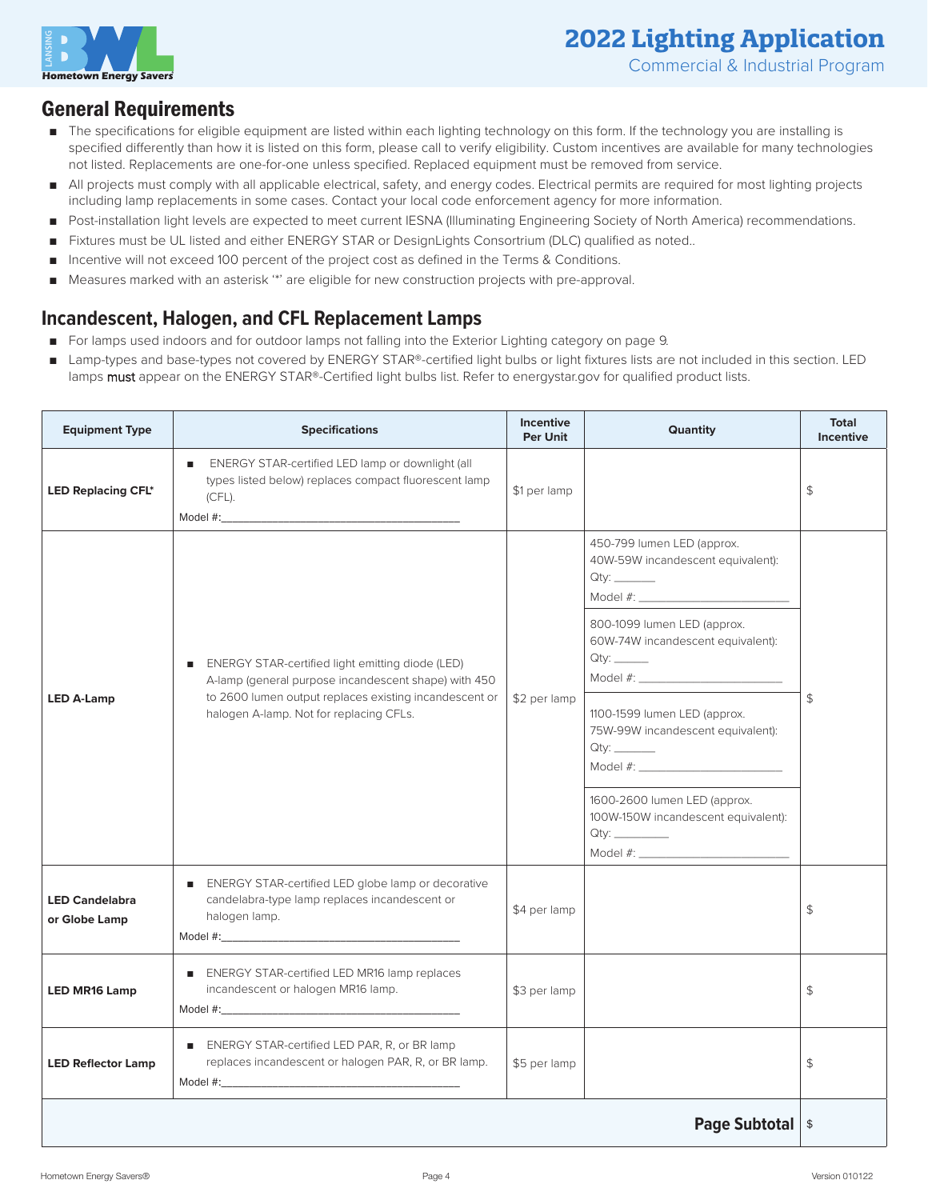# 2022 Lighting Application

Commercial & Industrial Program

## General Requirements

- The specifications for eligible equipment are listed within each lighting technology on this form. If the technology you are installing is specified differently than how it is listed on this form, please call to verify eligibility. Custom incentives are available for many technologies not listed. Replacements are one-for-one unless specified. Replaced equipment must be removed from service.
- All projects must comply with all applicable electrical, safety, and energy codes. Electrical permits are required for most lighting projects including lamp replacements in some cases. Contact your local code enforcement agency for more information.
- Post-installation light levels are expected to meet current IESNA (Illuminating Engineering Society of North America) recommendations.
- Fixtures must be UL listed and either ENERGY STAR or DesignLights Consortium (DLC) qualified as noted..
- Incentive will not exceed 100 percent of the project cost as defined in the Terms & Conditions.
- Measures marked with an asterisk '*' are eligible for new construction projects with pre-approval.

## Incandescent, Halogen, and CFL Replacement Lamps

- For lamps used indoors and for outdoor lamps not falling into the Exterior Lighting category on page 9.
- Lamp-types and base-types not covered by ENERGY STAR®-certified light bulbs or light fixtures lists are not included in this section. LED lamps **must** appear on the ENERGY STAR®-Certified light bulbs list. Refer to energystar.gov for qualified product lists.

| Equipment Type | Specifications | Incentive Per Unit | Quantity | Total Incentive |
|---|---|---|---|---|
| **LED Replacing CFL*** | ENERGY STAR-certified LED lamp or downlight (all types listed below) replaces compact fluorescent lamp (CFL).<br>Model #:\_\_\_\_\_\_\_\_\_\_ | $1 per lamp | | $ |
| **LED A-Lamp** | ENERGY STAR-certified light emitting diode (LED) A-lamp (general purpose incandescent shape) with 450 to 2600 lumen output replaces existing incandescent or halogen A-lamp. Not for replacing CFLs. | $2 per lamp | 450-799 lumen LED (approx. 40W-59W incandescent equivalent):<br>Qty: \_\_\_\_\_<br>Model #: \_\_\_\_\_\_\_\_\_\_<br>800-1099 lumen LED (approx. 60W-74W incandescent equivalent):<br>Qty: \_\_\_\_\_<br>Model #: \_\_\_\_\_\_\_\_\_\_<br>1100-1599 lumen LED (approx. 75W-99W incandescent equivalent):<br>Qty: \_\_\_\_\_<br>Model #: \_\_\_\_\_\_\_\_\_\_<br>1600-2600 lumen LED (approx. 100W-150W incandescent equivalent):<br>Qty: \_\_\_\_\_<br>Model #: \_\_\_\_\_\_\_\_\_\_ | $ |
| **LED Candelabra or Globe Lamp** | ENERGY STAR-certified LED globe lamp or decorative candelabra-type lamp replaces incandescent or halogen lamp.<br>Model #:\_\_\_\_\_\_\_\_\_\_ | $4 per lamp | | $ |
| **LED MR16 Lamp** | ENERGY STAR-certified LED MR16 lamp replaces incandescent or halogen MR16 lamp.<br>Model #:\_\_\_\_\_\_\_\_\_\_ | $3 per lamp | | $ |
| **LED Reflector Lamp** | ENERGY STAR-certified LED PAR, R, or BR lamp replaces incandescent or halogen PAR, R, or BR lamp.<br>Model #:\_\_\_\_\_\_\_\_\_\_ | $5 per lamp | | $ |
| | | | **Page Subtotal** | $ |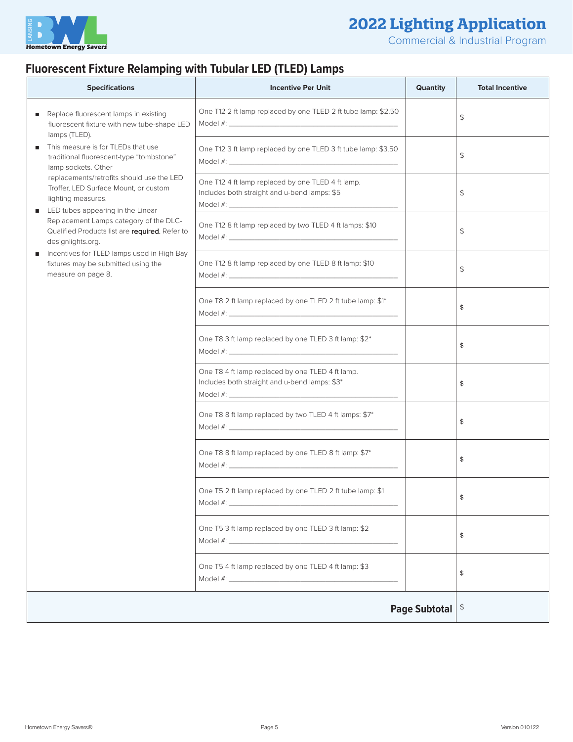## Fluorescent Fixture Relamping with Tubular LED (TLED) Lamps

| Specifications | Incentive Per Unit | Quantity | Total Incentive |
|---|---|---|---|
| ■ Replace fluorescent lamps in existing fluorescent fixture with new tube-shape LED lamps (TLED).<br>■ This measure is for TLEDs that use traditional fluorescent-type "tombstone" lamp sockets. Other replacements/retrofits should use the LED Troffer, LED Surface Mount, or custom lighting measures.<br>■ LED tubes appearing in the Linear Replacement Lamps category of the DLC-Qualified Products list are **required**. Refer to designlights.org.<br>■ Incentives for TLED lamps used in High Bay fixtures may be submitted using the measure on page 8. | One T12 2 ft lamp replaced by one TLED 2 ft tube lamp: $2.50<br>Model #: ______ | | $ |
| | One T12 3 ft lamp replaced by one TLED 3 ft tube lamp: $3.50<br>Model #: ______ | | $ |
| | One T12 4 ft lamp replaced by one TLED 4 ft lamp. Includes both straight and u-bend lamps: $5<br>Model #: ______ | | $ |
| | One T12 8 ft lamp replaced by two TLED 4 ft lamps: $10<br>Model #: ______ | | $ |
| | One T12 8 ft lamp replaced by one TLED 8 ft lamp: $10<br>Model #: ______ | | $ |
| | One T8 2 ft lamp replaced by one TLED 2 ft tube lamp: $1*<br>Model #: ______ | | $ |
| | One T8 3 ft lamp replaced by one TLED 3 ft lamp: $2*<br>Model #: ______ | | $ |
| | One T8 4 ft lamp replaced by one TLED 4 ft lamp. Includes both straight and u-bend lamps: $3*<br>Model #: ______ | | $ |
| | One T8 8 ft lamp replaced by two TLED 4 ft lamps: $7*<br>Model #: ______ | | $ |
| | One T8 8 ft lamp replaced by one TLED 8 ft lamp: $7*<br>Model #: ______ | | $ |
| | One T5 2 ft lamp replaced by one TLED 2 ft tube lamp: $1<br>Model #: ______ | | $ |
| | One T5 3 ft lamp replaced by one TLED 3 ft lamp: $2<br>Model #: ______ | | $ |
| | One T5 4 ft lamp replaced by one TLED 4 ft lamp: $3<br>Model #: ______ | | $ |
| | | **Page Subtotal** | $ |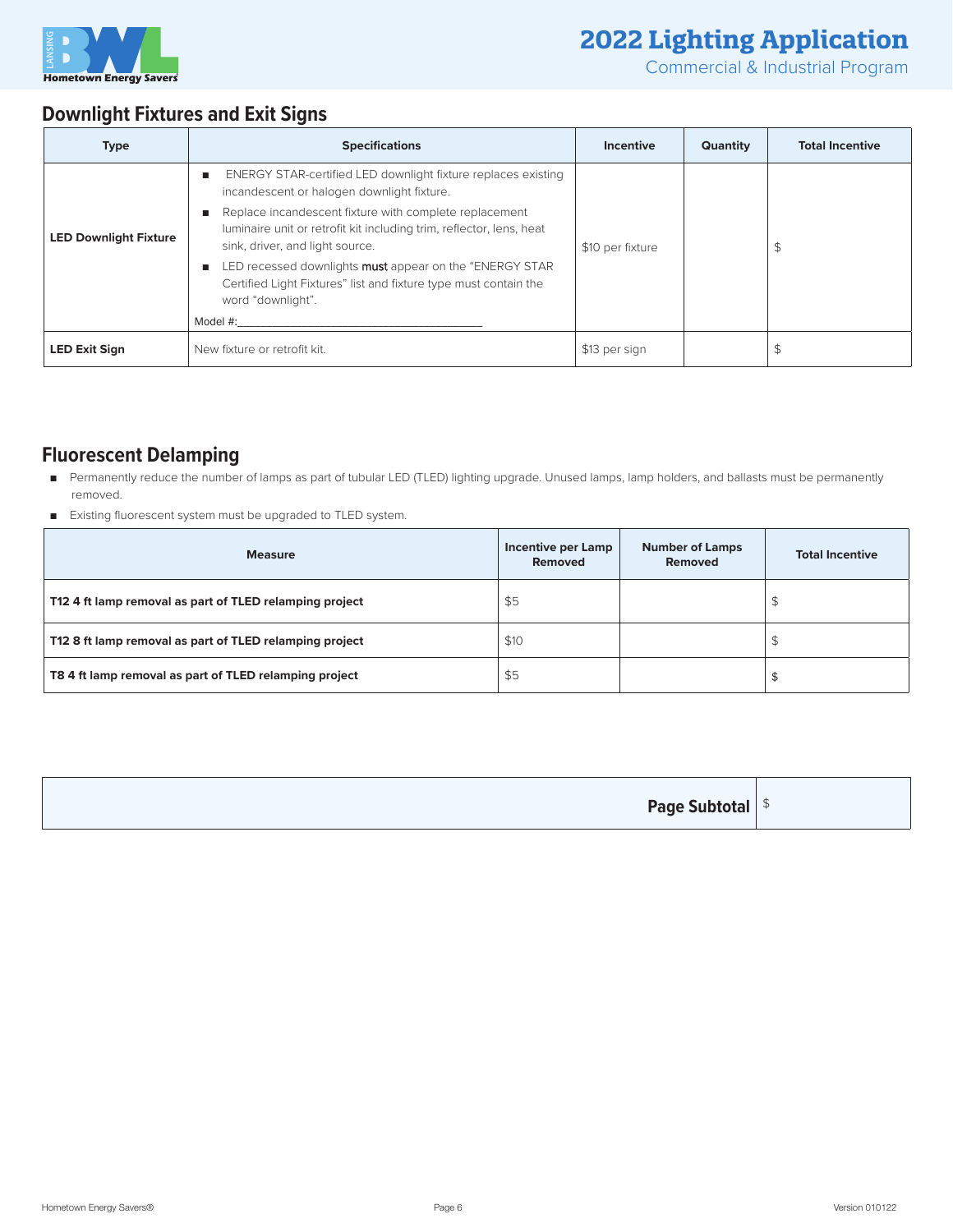## Downlight Fixtures and Exit Signs

| Type | Specifications | Incentive | Quantity | Total Incentive |
|---|---|---|---|---|
| **LED Downlight Fixture** | ■ ENERGY STAR-certified LED downlight fixture replaces existing incandescent or halogen downlight fixture.<br>■ Replace incandescent fixture with complete replacement luminaire unit or retrofit kit including trim, reflector, lens, heat sink, driver, and light source.<br>■ LED recessed downlights must appear on the "ENERGY STAR Certified Light Fixtures" list and fixture type must contain the word "downlight".<br>Model #:_______________________________________ | $10 per fixture | | $ |
| **LED Exit Sign** | New fixture or retrofit kit. | $13 per sign | | $ |

## Fluorescent Delamping

- Permanently reduce the number of lamps as part of tubular LED (TLED) lighting upgrade. Unused lamps, lamp holders, and ballasts must be permanently removed.
- Existing fluorescent system must be upgraded to TLED system.

| Measure | Incentive per Lamp Removed | Number of Lamps Removed | Total Incentive |
|---|---|---|---|
| **T12 4 ft lamp removal as part of TLED relamping project** | $5 | | $ |
| **T12 8 ft lamp removal as part of TLED relamping project** | $10 | | $ |
| **T8 4 ft lamp removal as part of TLED relamping project** | $5 | | $ |

| **Page Subtotal** | $ |
|---|---|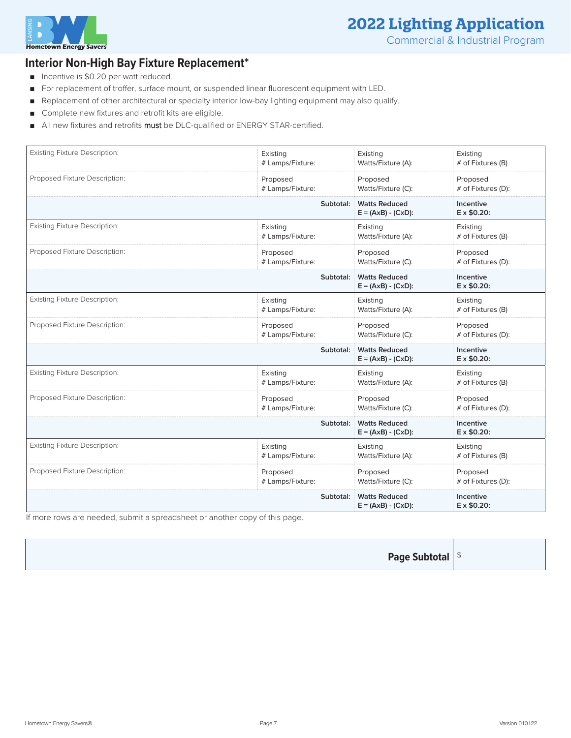## Interior Non-High Bay Fixture Replacement*

- Incentive is $0.20 per watt reduced.
- For replacement of troffer, surface mount, or suspended linear fluorescent equipment with LED.
- Replacement of other architectural or specialty interior low-bay lighting equipment may also qualify.
- Complete new fixtures and retrofit kits are eligible.
- All new fixtures and retrofits **must** be DLC-qualified or ENERGY STAR-certified.

| | | | |
|---|---|---|---|
| Existing Fixture Description: | Existing # Lamps/Fixture: | Existing Watts/Fixture (A): | Existing # of Fixtures (B) |
| Proposed Fixture Description: | Proposed # Lamps/Fixture: | Proposed Watts/Fixture (C): | Proposed # of Fixtures (D): |
| | **Subtotal:** | **Watts Reduced E = (AxB) - (CxD):** | **Incentive E x $0.20:** |
| Existing Fixture Description: | Existing # Lamps/Fixture: | Existing Watts/Fixture (A): | Existing # of Fixtures (B) |
| Proposed Fixture Description: | Proposed # Lamps/Fixture: | Proposed Watts/Fixture (C): | Proposed # of Fixtures (D): |
| | **Subtotal:** | **Watts Reduced E = (AxB) - (CxD):** | **Incentive E x $0.20:** |
| Existing Fixture Description: | Existing # Lamps/Fixture: | Existing Watts/Fixture (A): | Existing # of Fixtures (B) |
| Proposed Fixture Description: | Proposed # Lamps/Fixture: | Proposed Watts/Fixture (C): | Proposed # of Fixtures (D): |
| | **Subtotal:** | **Watts Reduced E = (AxB) - (CxD):** | **Incentive E x $0.20:** |
| Existing Fixture Description: | Existing # Lamps/Fixture: | Existing Watts/Fixture (A): | Existing # of Fixtures (B) |
| Proposed Fixture Description: | Proposed # Lamps/Fixture: | Proposed Watts/Fixture (C): | Proposed # of Fixtures (D): |
| | **Subtotal:** | **Watts Reduced E = (AxB) - (CxD):** | **Incentive E x $0.20:** |
| Existing Fixture Description: | Existing # Lamps/Fixture: | Existing Watts/Fixture (A): | Existing # of Fixtures (B) |
| Proposed Fixture Description: | Proposed # Lamps/Fixture: | Proposed Watts/Fixture (C): | Proposed # of Fixtures (D): |
| | **Subtotal:** | **Watts Reduced E = (AxB) - (CxD):** | **Incentive E x $0.20:** |

If more rows are needed, submit a spreadsheet or another copy of this page.

| | |
|---|---|
| **Page Subtotal** | $ |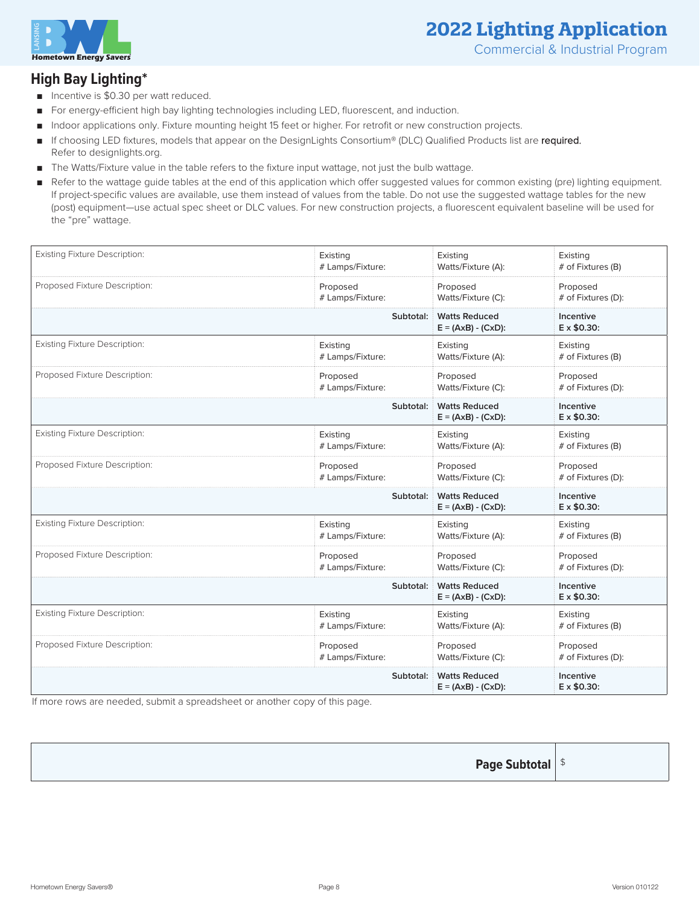## High Bay Lighting*

- Incentive is $0.30 per watt reduced.
- For energy-efficient high bay lighting technologies including LED, fluorescent, and induction.
- Indoor applications only. Fixture mounting height 15 feet or higher. For retrofit or new construction projects.
- If choosing LED fixtures, models that appear on the DesignLights Consortium® (DLC) Qualified Products list are **required**. Refer to designlights.org.
- The Watts/Fixture value in the table refers to the fixture input wattage, not just the bulb wattage.
- Refer to the wattage guide tables at the end of this application which offer suggested values for common existing (pre) lighting equipment. If project-specific values are available, use them instead of values from the table. Do not use the suggested wattage tables for the new (post) equipment—use actual spec sheet or DLC values. For new construction projects, a fluorescent equivalent baseline will be used for the "pre" wattage.

| | | | |
|---|---|---|---|
| Existing Fixture Description: | Existing # Lamps/Fixture: | Existing Watts/Fixture (A): | Existing # of Fixtures (B) |
| Proposed Fixture Description: | Proposed # Lamps/Fixture: | Proposed Watts/Fixture (C): | Proposed # of Fixtures (D): |
| | **Subtotal:** | **Watts Reduced E = (AxB) - (CxD):** | **Incentive E x $0.30:** |
| Existing Fixture Description: | Existing # Lamps/Fixture: | Existing Watts/Fixture (A): | Existing # of Fixtures (B) |
| Proposed Fixture Description: | Proposed # Lamps/Fixture: | Proposed Watts/Fixture (C): | Proposed # of Fixtures (D): |
| | **Subtotal:** | **Watts Reduced E = (AxB) - (CxD):** | **Incentive E x $0.30:** |
| Existing Fixture Description: | Existing # Lamps/Fixture: | Existing Watts/Fixture (A): | Existing # of Fixtures (B) |
| Proposed Fixture Description: | Proposed # Lamps/Fixture: | Proposed Watts/Fixture (C): | Proposed # of Fixtures (D): |
| | **Subtotal:** | **Watts Reduced E = (AxB) - (CxD):** | **Incentive E x $0.30:** |
| Existing Fixture Description: | Existing # Lamps/Fixture: | Existing Watts/Fixture (A): | Existing # of Fixtures (B) |
| Proposed Fixture Description: | Proposed # Lamps/Fixture: | Proposed Watts/Fixture (C): | Proposed # of Fixtures (D): |
| | **Subtotal:** | **Watts Reduced E = (AxB) - (CxD):** | **Incentive E x $0.30:** |
| Existing Fixture Description: | Existing # Lamps/Fixture: | Existing Watts/Fixture (A): | Existing # of Fixtures (B) |
| Proposed Fixture Description: | Proposed # Lamps/Fixture: | Proposed Watts/Fixture (C): | Proposed # of Fixtures (D): |
| | **Subtotal:** | **Watts Reduced E = (AxB) - (CxD):** | **Incentive E x $0.30:** |

If more rows are needed, submit a spreadsheet or another copy of this page.

| | |
|---|---|
| **Page Subtotal** | $ |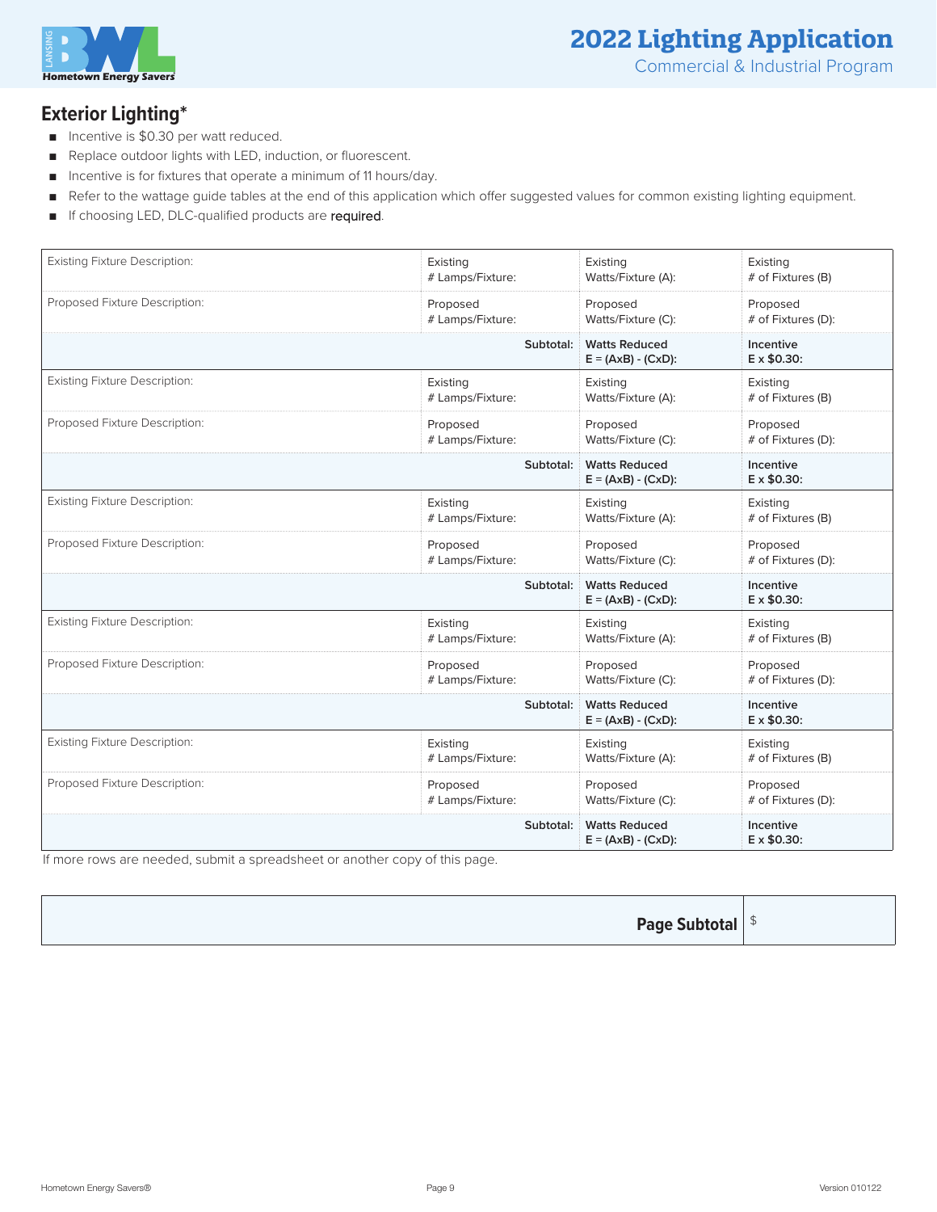## Exterior Lighting*

- Incentive is $0.30 per watt reduced.
- Replace outdoor lights with LED, induction, or fluorescent.
- Incentive is for fixtures that operate a minimum of 11 hours/day.
- Refer to the wattage guide tables at the end of this application which offer suggested values for common existing lighting equipment.
- If choosing LED, DLC-qualified products are **required**.

| | | | |
|---|---|---|---|
| Existing Fixture Description: | Existing # Lamps/Fixture: | Existing Watts/Fixture (A): | Existing # of Fixtures (B) |
| Proposed Fixture Description: | Proposed # Lamps/Fixture: | Proposed Watts/Fixture (C): | Proposed # of Fixtures (D): |
| **Subtotal:** | | **Watts Reduced** E = (AxB) - (CxD): | **Incentive** E x $0.30: |
| Existing Fixture Description: | Existing # Lamps/Fixture: | Existing Watts/Fixture (A): | Existing # of Fixtures (B) |
| Proposed Fixture Description: | Proposed # Lamps/Fixture: | Proposed Watts/Fixture (C): | Proposed # of Fixtures (D): |
| **Subtotal:** | | **Watts Reduced** E = (AxB) - (CxD): | **Incentive** E x $0.30: |
| Existing Fixture Description: | Existing # Lamps/Fixture: | Existing Watts/Fixture (A): | Existing # of Fixtures (B) |
| Proposed Fixture Description: | Proposed # Lamps/Fixture: | Proposed Watts/Fixture (C): | Proposed # of Fixtures (D): |
| **Subtotal:** | | **Watts Reduced** E = (AxB) - (CxD): | **Incentive** E x $0.30: |
| Existing Fixture Description: | Existing # Lamps/Fixture: | Existing Watts/Fixture (A): | Existing # of Fixtures (B) |
| Proposed Fixture Description: | Proposed # Lamps/Fixture: | Proposed Watts/Fixture (C): | Proposed # of Fixtures (D): |
| **Subtotal:** | | **Watts Reduced** E = (AxB) - (CxD): | **Incentive** E x $0.30: |
| Existing Fixture Description: | Existing # Lamps/Fixture: | Existing Watts/Fixture (A): | Existing # of Fixtures (B) |
| Proposed Fixture Description: | Proposed # Lamps/Fixture: | Proposed Watts/Fixture (C): | Proposed # of Fixtures (D): |
| **Subtotal:** | | **Watts Reduced** E = (AxB) - (CxD): | **Incentive** E x $0.30: |

If more rows are needed, submit a spreadsheet or another copy of this page.

| | |
|---|---|
| **Page Subtotal** | $ |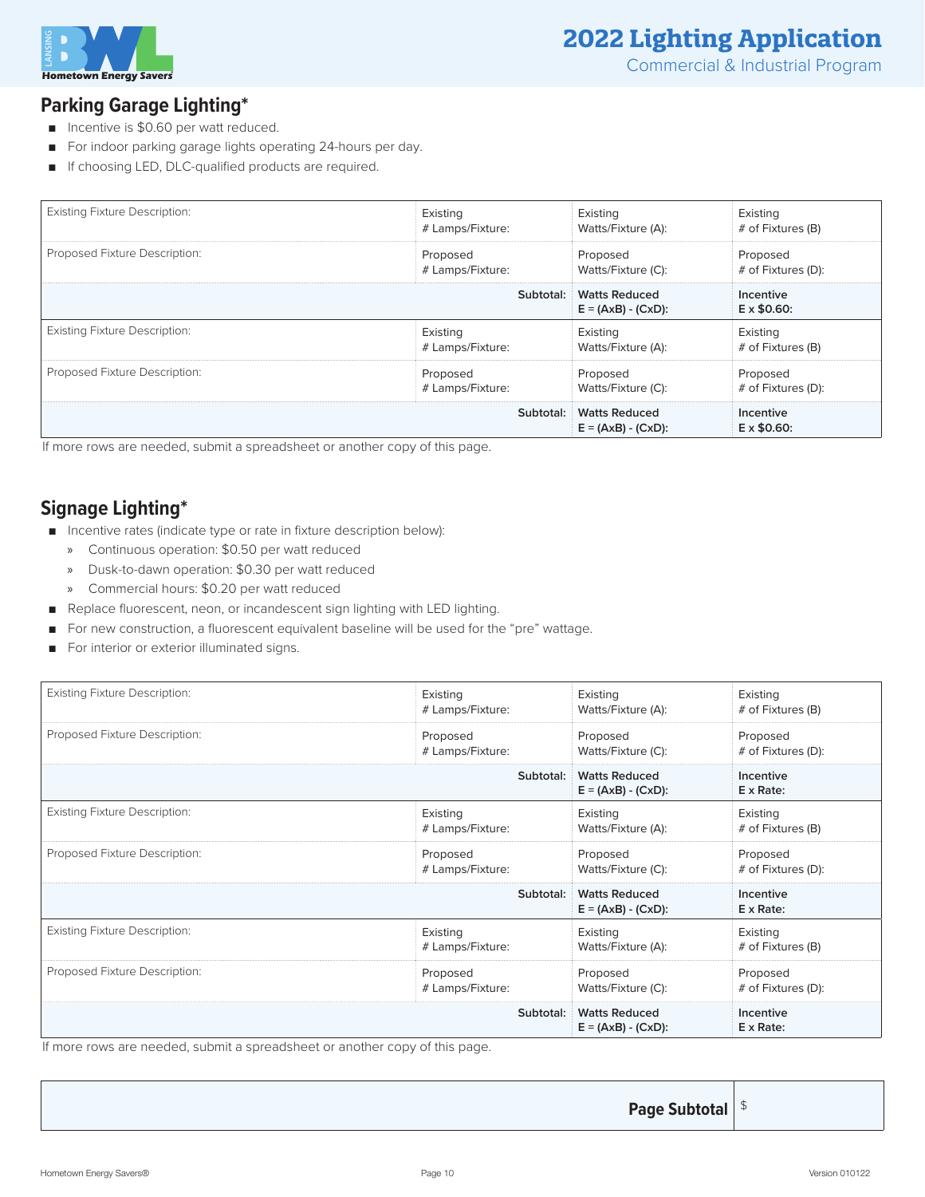## Parking Garage Lighting*

- Incentive is $0.60 per watt reduced.
- For indoor parking garage lights operating 24-hours per day.
- If choosing LED, DLC-qualified products are required.

| | | | |
|---|---|---|---|
| Existing Fixture Description: | Existing # Lamps/Fixture: | Existing Watts/Fixture (A): | Existing # of Fixtures (B) |
| Proposed Fixture Description: | Proposed # Lamps/Fixture: | Proposed Watts/Fixture (C): | Proposed # of Fixtures (D): |
| | **Subtotal:** | **Watts Reduced E = (AxB) - (CxD):** | **Incentive E x $0.60:** |
| Existing Fixture Description: | Existing # Lamps/Fixture: | Existing Watts/Fixture (A): | Existing # of Fixtures (B) |
| Proposed Fixture Description: | Proposed # Lamps/Fixture: | Proposed Watts/Fixture (C): | Proposed # of Fixtures (D): |
| | **Subtotal:** | **Watts Reduced E = (AxB) - (CxD):** | **Incentive E x $0.60:** |

If more rows are needed, submit a spreadsheet or another copy of this page.

## Signage Lighting*

- Incentive rates (indicate type or rate in fixture description below):
  - Continuous operation: $0.50 per watt reduced
  - Dusk-to-dawn operation: $0.30 per watt reduced
  - Commercial hours: $0.20 per watt reduced
- Replace fluorescent, neon, or incandescent sign lighting with LED lighting.
- For new construction, a fluorescent equivalent baseline will be used for the "pre" wattage.
- For interior or exterior illuminated signs.

| | | | |
|---|---|---|---|
| Existing Fixture Description: | Existing # Lamps/Fixture: | Existing Watts/Fixture (A): | Existing # of Fixtures (B) |
| Proposed Fixture Description: | Proposed # Lamps/Fixture: | Proposed Watts/Fixture (C): | Proposed # of Fixtures (D): |
| | **Subtotal:** | **Watts Reduced E = (AxB) - (CxD):** | **Incentive E x Rate:** |
| Existing Fixture Description: | Existing # Lamps/Fixture: | Existing Watts/Fixture (A): | Existing # of Fixtures (B) |
| Proposed Fixture Description: | Proposed # Lamps/Fixture: | Proposed Watts/Fixture (C): | Proposed # of Fixtures (D): |
| | **Subtotal:** | **Watts Reduced E = (AxB) - (CxD):** | **Incentive E x Rate:** |
| Existing Fixture Description: | Existing # Lamps/Fixture: | Existing Watts/Fixture (A): | Existing # of Fixtures (B) |
| Proposed Fixture Description: | Proposed # Lamps/Fixture: | Proposed Watts/Fixture (C): | Proposed # of Fixtures (D): |
| | **Subtotal:** | **Watts Reduced E = (AxB) - (CxD):** | **Incentive E x Rate:** |

If more rows are needed, submit a spreadsheet or another copy of this page.

| | |
|---|---|
| **Page Subtotal** | $ |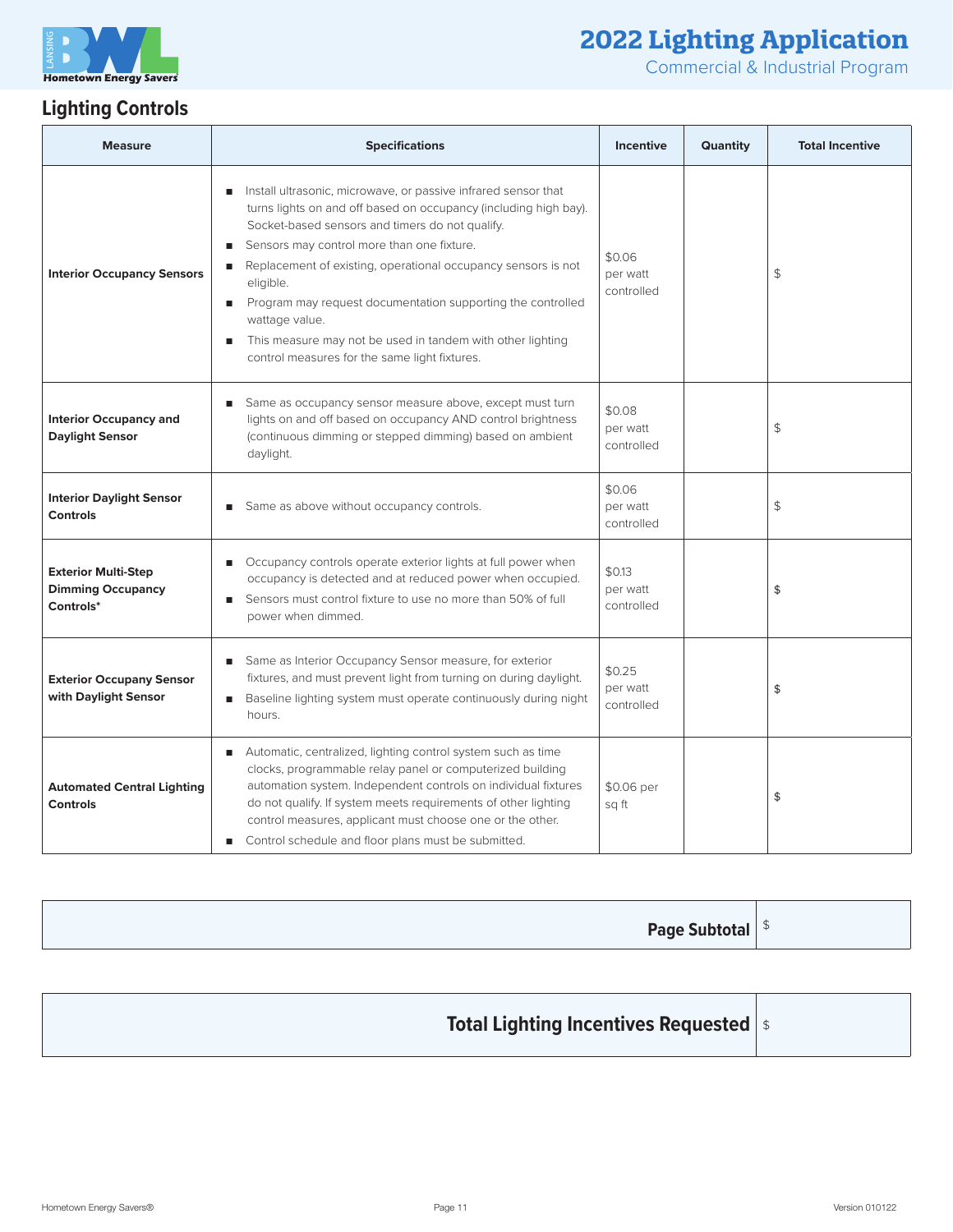# 2022 Lighting Application

Commercial & Industrial Program

## Lighting Controls

| Measure | Specifications | Incentive | Quantity | Total Incentive |
|---|---|---|---|---|
| **Interior Occupancy Sensors** | ■ Install ultrasonic, microwave, or passive infrared sensor that turns lights on and off based on occupancy (including high bay). Socket-based sensors and timers do not qualify.<br>■ Sensors may control more than one fixture.<br>■ Replacement of existing, operational occupancy sensors is not eligible.<br>■ Program may request documentation supporting the controlled wattage value.<br>■ This measure may not be used in tandem with other lighting control measures for the same light fixtures. | $0.06 per watt controlled | | $ |
| **Interior Occupancy and Daylight Sensor** | ■ Same as occupancy sensor measure above, except must turn lights on and off based on occupancy AND control brightness (continuous dimming or stepped dimming) based on ambient daylight. | $0.08 per watt controlled | | $ |
| **Interior Daylight Sensor Controls** | ■ Same as above without occupancy controls. | $0.06 per watt controlled | | $ |
| **Exterior Multi-Step Dimming Occupancy Controls*** | ■ Occupancy controls operate exterior lights at full power when occupancy is detected and at reduced power when occupied.<br>■ Sensors must control fixture to use no more than 50% of full power when dimmed. | $0.13 per watt controlled | | $ |
| **Exterior Occupany Sensor with Daylight Sensor** | ■ Same as Interior Occupancy Sensor measure, for exterior fixtures, and must prevent light from turning on during daylight.<br>■ Baseline lighting system must operate continuously during night hours. | $0.25 per watt controlled | | $ |
| **Automated Central Lighting Controls** | ■ Automatic, centralized, lighting control system such as time clocks, programmable relay panel or computerized building automation system. Independent controls on individual fixtures do not qualify. If system meets requirements of other lighting control measures, applicant must choose one or the other.<br>■ Control schedule and floor plans must be submitted. | $0.06 per sq ft | | $ |

| **Page Subtotal** | $ |
|---|---|

| **Total Lighting Incentives Requested** | $ |
|---|---|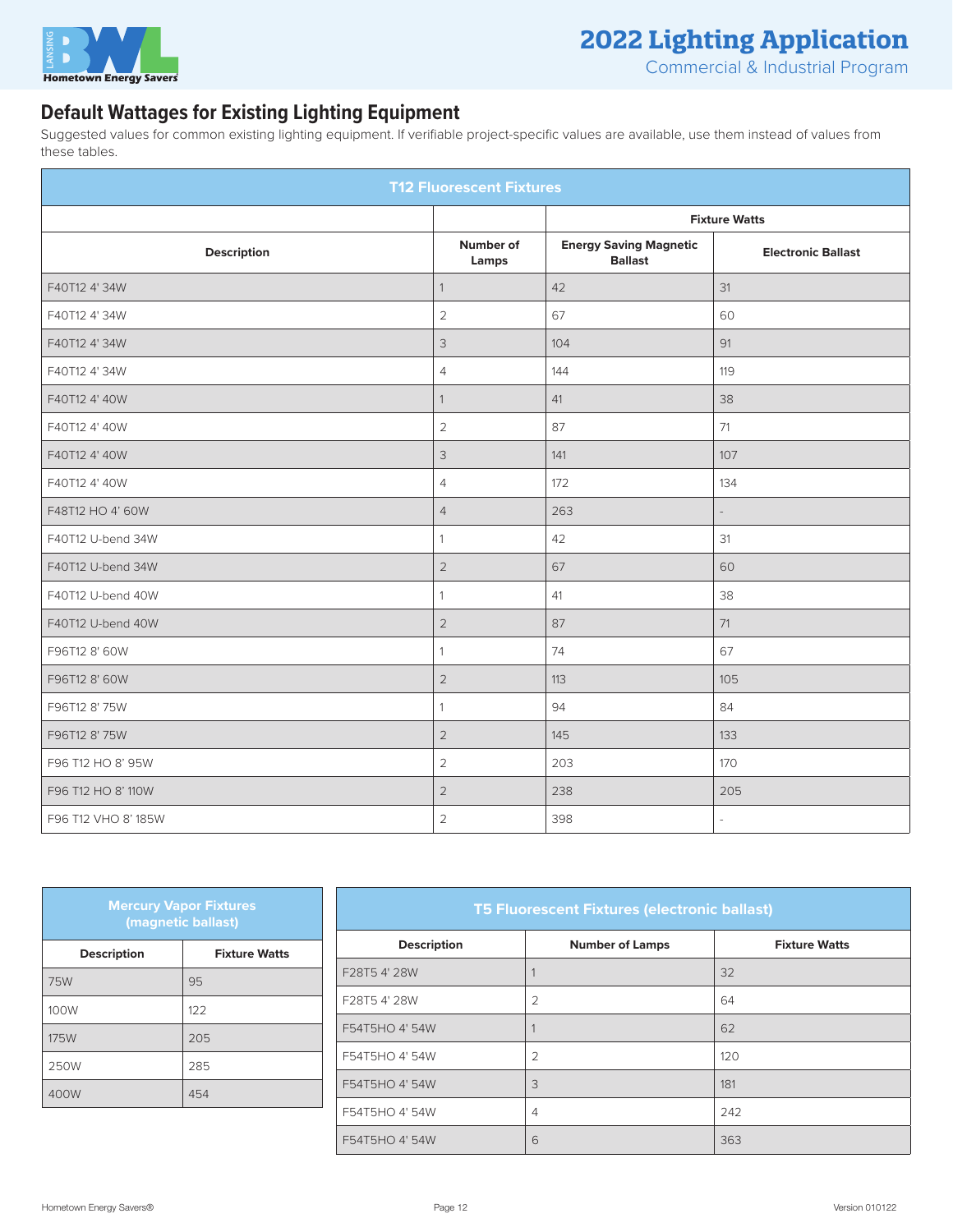## Default Wattages for Existing Lighting Equipment

Suggested values for common existing lighting equipment. If verifiable project-specific values are available, use them instead of values from these tables.

| T12 Fluorescent Fixtures | | | |
|---|---|---|---|
| | | Fixture Watts | |
| Description | Number of Lamps | Energy Saving Magnetic Ballast | Electronic Ballast |
| F40T12 4' 34W | 1 | 42 | 31 |
| F40T12 4' 34W | 2 | 67 | 60 |
| F40T12 4' 34W | 3 | 104 | 91 |
| F40T12 4' 34W | 4 | 144 | 119 |
| F40T12 4' 40W | 1 | 41 | 38 |
| F40T12 4' 40W | 2 | 87 | 71 |
| F40T12 4' 40W | 3 | 141 | 107 |
| F40T12 4' 40W | 4 | 172 | 134 |
| F48T12 HO 4' 60W | 4 | 263 | - |
| F40T12 U-bend 34W | 1 | 42 | 31 |
| F40T12 U-bend 34W | 2 | 67 | 60 |
| F40T12 U-bend 40W | 1 | 41 | 38 |
| F40T12 U-bend 40W | 2 | 87 | 71 |
| F96T12 8' 60W | 1 | 74 | 67 |
| F96T12 8' 60W | 2 | 113 | 105 |
| F96T12 8' 75W | 1 | 94 | 84 |
| F96T12 8' 75W | 2 | 145 | 133 |
| F96 T12 HO 8' 95W | 2 | 203 | 170 |
| F96 T12 HO 8' 110W | 2 | 238 | 205 |
| F96 T12 VHO 8' 185W | 2 | 398 | - |

| Mercury Vapor Fixtures (magnetic ballast) | |
|---|---|
| Description | Fixture Watts |
| 75W | 95 |
| 100W | 122 |
| 175W | 205 |
| 250W | 285 |
| 400W | 454 |

| T5 Fluorescent Fixtures (electronic ballast) | | |
|---|---|---|
| Description | Number of Lamps | Fixture Watts |
| F28T5 4' 28W | 1 | 32 |
| F28T5 4' 28W | 2 | 64 |
| F54T5HO 4' 54W | 1 | 62 |
| F54T5HO 4' 54W | 2 | 120 |
| F54T5HO 4' 54W | 3 | 181 |
| F54T5HO 4' 54W | 4 | 242 |
| F54T5HO 4' 54W | 6 | 363 |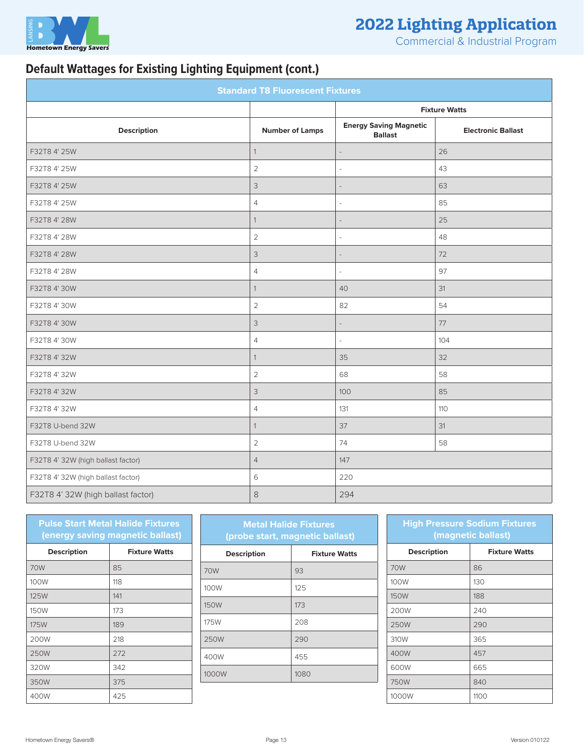## Default Wattages for Existing Lighting Equipment (cont.)

| Standard T8 Fluorescent Fixtures | | | |
|---|---|---|---|
| | | Fixture Watts | |
| Description | Number of Lamps | Energy Saving Magnetic Ballast | Electronic Ballast |
| F32T8 4' 25W | 1 | - | 26 |
| F32T8 4' 25W | 2 | - | 43 |
| F32T8 4' 25W | 3 | - | 63 |
| F32T8 4' 25W | 4 | - | 85 |
| F32T8 4' 28W | 1 | - | 25 |
| F32T8 4' 28W | 2 | - | 48 |
| F32T8 4' 28W | 3 | - | 72 |
| F32T8 4' 28W | 4 | - | 97 |
| F32T8 4' 30W | 1 | 40 | 31 |
| F32T8 4' 30W | 2 | 82 | 54 |
| F32T8 4' 30W | 3 | - | 77 |
| F32T8 4' 30W | 4 | - | 104 |
| F32T8 4' 32W | 1 | 35 | 32 |
| F32T8 4' 32W | 2 | 68 | 58 |
| F32T8 4' 32W | 3 | 100 | 85 |
| F32T8 4' 32W | 4 | 131 | 110 |
| F32T8 U-bend 32W | 1 | 37 | 31 |
| F32T8 U-bend 32W | 2 | 74 | 58 |
| F32T8 4' 32W (high ballast factor) | 4 | 147 | |
| F32T8 4' 32W (high ballast factor) | 6 | 220 | |
| F32T8 4' 32W (high ballast factor) | 8 | 294 | |

| Pulse Start Metal Halide Fixtures (energy saving magnetic ballast) | |
|---|---|
| Description | Fixture Watts |
| 70W | 85 |
| 100W | 118 |
| 125W | 141 |
| 150W | 173 |
| 175W | 189 |
| 200W | 218 |
| 250W | 272 |
| 320W | 342 |
| 350W | 375 |
| 400W | 425 |

| Metal Halide Fixtures (probe start, magnetic ballast) | |
|---|---|
| Description | Fixture Watts |
| 70W | 93 |
| 100W | 125 |
| 150W | 173 |
| 175W | 208 |
| 250W | 290 |
| 400W | 455 |
| 1000W | 1080 |

| High Pressure Sodium Fixtures (magnetic ballast) | |
|---|---|
| Description | Fixture Watts |
| 70W | 86 |
| 100W | 130 |
| 150W | 188 |
| 200W | 240 |
| 250W | 290 |
| 310W | 365 |
| 400W | 457 |
| 600W | 665 |
| 750W | 840 |
| 1000W | 1100 |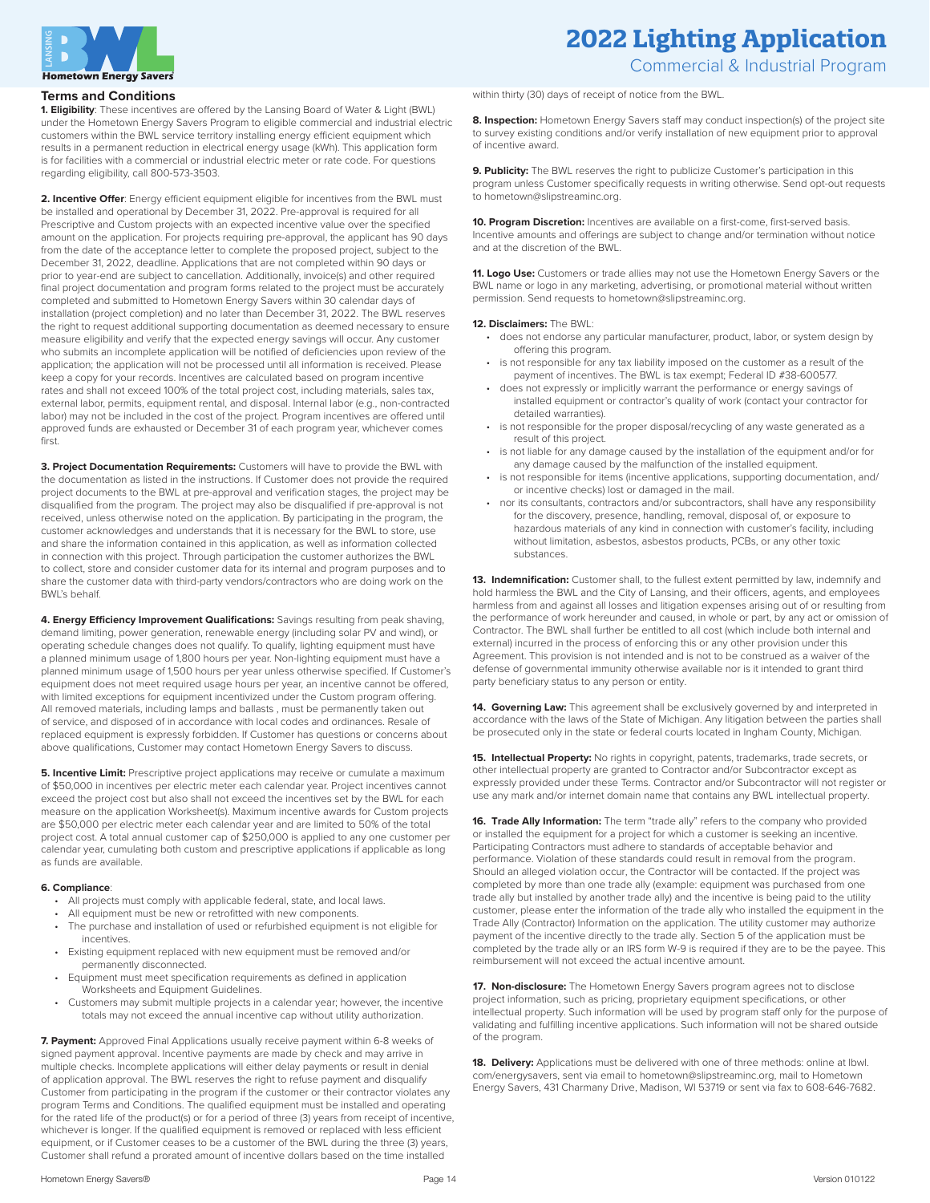# 2022 Lighting Application

Commercial & Industrial Program

## Terms and Conditions

**1. Eligibility**: These incentives are offered by the Lansing Board of Water & Light (BWL) under the Hometown Energy Savers Program to eligible commercial and industrial electric customers within the BWL service territory installing energy efficient equipment which results in a permanent reduction in electrical energy usage (kWh). This application form is for facilities with a commercial or industrial electric meter or rate code. For questions regarding eligibility, call 800-573-3503.

**2. Incentive Offer**: Energy efficient equipment eligible for incentives from the BWL must be installed and operational by December 31, 2022. Pre-approval is required for all Prescriptive and Custom projects with an expected incentive value over the specified amount on the application. For projects requiring pre-approval, the applicant has 90 days from the date of the acceptance letter to complete the proposed project, subject to the December 31, 2022, deadline. Applications that are not completed within 90 days or prior to year-end are subject to cancellation. Additionally, invoice(s) and other required final project documentation and program forms related to the project must be accurately completed and submitted to Hometown Energy Savers within 30 calendar days of installation (project completion) and no later than December 31, 2022. The BWL reserves the right to request additional supporting documentation as deemed necessary to ensure measure eligibility and verify that the expected energy savings will occur. Any customer who submits an incomplete application will be notified of deficiencies upon review of the application; the application will not be processed until all information is received. Please keep a copy for your records. Incentives are calculated based on program incentive rates and shall not exceed 100% of the total project cost, including materials, sales tax, external labor, permits, equipment rental, and disposal. Internal labor (e.g., non-contracted labor) may not be included in the cost of the project. Program incentives are offered until approved funds are exhausted or December 31 of each program year, whichever comes first.

**3. Project Documentation Requirements:** Customers will have to provide the BWL with the documentation as listed in the instructions. If Customer does not provide the required project documents to the BWL at pre-approval and verification stages, the project may be disqualified from the program. The project may also be disqualified if pre-approval is not received, unless otherwise noted on the application. By participating in the program, the customer acknowledges and understands that it is necessary for the BWL to store, use and share the information contained in this application, as well as information collected in connection with this project. Through participation the customer authorizes the BWL to collect, store and consider customer data for its internal and program purposes and to share the customer data with third-party vendors/contractors who are doing work on the BWL's behalf.

**4. Energy Efficiency Improvement Qualifications:** Savings resulting from peak shaving, demand limiting, power generation, renewable energy (including solar PV and wind), or operating schedule changes does not qualify. To qualify, lighting equipment must have a planned minimum usage of 1,800 hours per year. Non-lighting equipment must have a planned minimum usage of 1,500 hours per year unless otherwise specified. If Customer's equipment does not meet required usage hours per year, an incentive cannot be offered, with limited exceptions for equipment incentivized under the Custom program offering. All removed materials, including lamps and ballasts , must be permanently taken out of service, and disposed of in accordance with local codes and ordinances. Resale of replaced equipment is expressly forbidden. If Customer has questions or concerns about above qualifications, Customer may contact Hometown Energy Savers to discuss.

**5. Incentive Limit:** Prescriptive project applications may receive or cumulate a maximum of $50,000 in incentives per electric meter each calendar year. Project incentives cannot exceed the project cost but also shall not exceed the incentives set by the BWL for each measure on the application Worksheet(s). Maximum incentive awards for Custom projects are $50,000 per electric meter each calendar year and are limited to 50% of the total project cost. A total annual customer cap of $250,000 is applied to any one customer per calendar year, cumulating both custom and prescriptive applications if applicable as long as funds are available.

**6. Compliance**:

- All projects must comply with applicable federal, state, and local laws.
- All equipment must be new or retrofitted with new components.
- The purchase and installation of used or refurbished equipment is not eligible for incentives.
- Existing equipment replaced with new equipment must be removed and/or permanently disconnected.
- Equipment must meet specification requirements as defined in application Worksheets and Equipment Guidelines.
- Customers may submit multiple projects in a calendar year; however, the incentive totals may not exceed the annual incentive cap without utility authorization.

**7. Payment:** Approved Final Applications usually receive payment within 6-8 weeks of signed payment approval. Incentive payments are made by check and may arrive in multiple checks. Incomplete applications will either delay payments or result in denial of application approval. The BWL reserves the right to refuse payment and disqualify Customer from participating in the program if the customer or their contractor violates any program Terms and Conditions. The qualified equipment must be installed and operating for the rated life of the product(s) or for a period of three (3) years from receipt of incentive, whichever is longer. If the qualified equipment is removed or replaced with less efficient equipment, or if Customer ceases to be a customer of the BWL during the three (3) years, Customer shall refund a prorated amount of incentive dollars based on the time installed within thirty (30) days of receipt of notice from the BWL.

**8. Inspection:** Hometown Energy Savers staff may conduct inspection(s) of the project site to survey existing conditions and/or verify installation of new equipment prior to approval of incentive award.

**9. Publicity:** The BWL reserves the right to publicize Customer's participation in this program unless Customer specifically requests in writing otherwise. Send opt-out requests to hometown@slipstreaminc.org.

**10. Program Discretion:** Incentives are available on a first-come, first-served basis. Incentive amounts and offerings are subject to change and/or termination without notice and at the discretion of the BWL.

**11. Logo Use:** Customers or trade allies may not use the Hometown Energy Savers or the BWL name or logo in any marketing, advertising, or promotional material without written permission. Send requests to hometown@slipstreaminc.org.

**12. Disclaimers:** The BWL:

- does not endorse any particular manufacturer, product, labor, or system design by offering this program.
- is not responsible for any tax liability imposed on the customer as a result of the payment of incentives. The BWL is tax exempt; Federal ID #38-600577.
- does not expressly or implicitly warrant the performance or energy savings of installed equipment or contractor's quality of work (contact your contractor for detailed warranties).
- is not responsible for the proper disposal/recycling of any waste generated as a result of this project.
- is not liable for any damage caused by the installation of the equipment and/or for any damage caused by the malfunction of the installed equipment.
- is not responsible for items (incentive applications, supporting documentation, and/or incentive checks) lost or damaged in the mail.
- nor its consultants, contractors and/or subcontractors, shall have any responsibility for the discovery, presence, handling, removal, disposal of, or exposure to hazardous materials of any kind in connection with customer's facility, including without limitation, asbestos, asbestos products, PCBs, or any other toxic substances.

**13. Indemnification:** Customer shall, to the fullest extent permitted by law, indemnify and hold harmless the BWL and the City of Lansing, and their officers, agents, and employees harmless from and against all losses and litigation expenses arising out of or resulting from the performance of work hereunder and caused, in whole or part, by any act or omission of Contractor. The BWL shall further be entitled to all cost (which include both internal and external) incurred in the process of enforcing this or any other provision under this Agreement. This provision is not intended and is not to be construed as a waiver of the defense of governmental immunity otherwise available nor is it intended to grant third party beneficiary status to any person or entity.

**14. Governing Law:** This agreement shall be exclusively governed by and interpreted in accordance with the laws of the State of Michigan. Any litigation between the parties shall be prosecuted only in the state or federal courts located in Ingham County, Michigan.

**15. Intellectual Property:** No rights in copyright, patents, trademarks, trade secrets, or other intellectual property are granted to Contractor and/or Subcontractor except as expressly provided under these Terms. Contractor and/or Subcontractor will not register or use any mark and/or internet domain name that contains any BWL intellectual property.

**16. Trade Ally Information:** The term "trade ally" refers to the company who provided or installed the equipment for a project for which a customer is seeking an incentive. Participating Contractors must adhere to standards of acceptable behavior and performance. Violation of these standards could result in removal from the program. Should an alleged violation occur, the Contractor will be contacted. If the project was completed by more than one trade ally (example: equipment was purchased from one trade ally but installed by another trade ally) and the incentive is being paid to the utility customer, please enter the information of the trade ally who installed the equipment in the Trade Ally (Contractor) Information on the application. The utility customer may authorize payment of the incentive directly to the trade ally. Section 5 of the application must be completed by the trade ally or an IRS form W-9 is required if they are to be the payee. This reimbursement will not exceed the actual incentive amount.

**17. Non-disclosure:** The Hometown Energy Savers program agrees not to disclose project information, such as pricing, proprietary equipment specifications, or other intellectual property. Such information will be used by program staff only for the purpose of validating and fulfilling incentive applications. Such information will not be shared outside of the program.

**18. Delivery:** Applications must be delivered with one of three methods: online at lbwl.com/energysavers, sent via email to hometown@slipstreaminc.org, mail to Hometown Energy Savers, 431 Charmany Drive, Madison, WI 53719 or sent via fax to 608-646-7682.